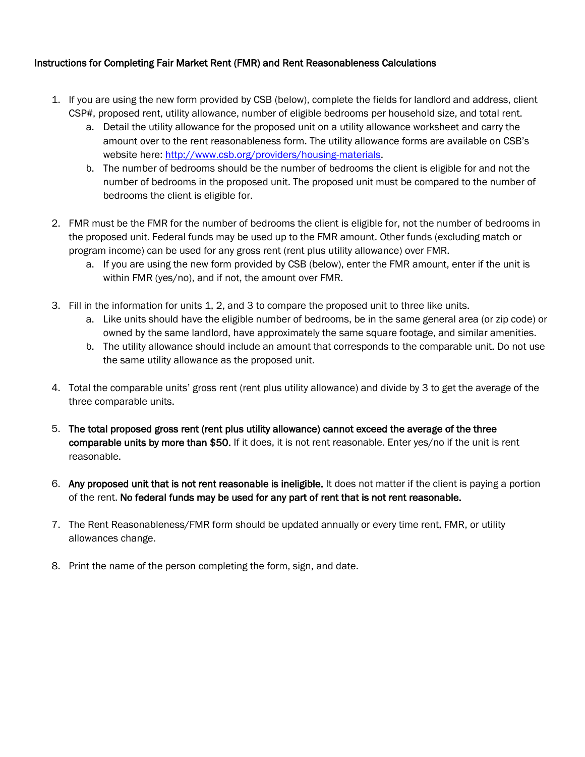## Instructions for Completing Fair Market Rent (FMR) and Rent Reasonableness Calculations

1. If you are using the new form provided by CSB (below), complete the fields for landlord and address, client CSP#, proposed rent, utility allowance, number of eligible bedrooms per household size, and total rent.
   a. Detail the utility allowance for the proposed unit on a utility allowance worksheet and carry the amount over to the rent reasonableness form. The utility allowance forms are available on CSB's website here: [http://www.csb.org/providers/housing-materials](http://www.csb.org/providers/housing-materials).
   b. The number of bedrooms should be the number of bedrooms the client is eligible for and not the number of bedrooms in the proposed unit. The proposed unit must be compared to the number of bedrooms the client is eligible for.

2. FMR must be the FMR for the number of bedrooms the client is eligible for, not the number of bedrooms in the proposed unit. Federal funds may be used up to the FMR amount. Other funds (excluding match or program income) can be used for any gross rent (rent plus utility allowance) over FMR.
   a. If you are using the new form provided by CSB (below), enter the FMR amount, enter if the unit is within FMR (yes/no), and if not, the amount over FMR.

3. Fill in the information for units 1, 2, and 3 to compare the proposed unit to three like units.
   a. Like units should have the eligible number of bedrooms, be in the same general area (or zip code) or owned by the same landlord, have approximately the same square footage, and similar amenities.
   b. The utility allowance should include an amount that corresponds to the comparable unit. Do not use the same utility allowance as the proposed unit.

4. Total the comparable units' gross rent (rent plus utility allowance) and divide by 3 to get the average of the three comparable units.

5. **The total proposed gross rent (rent plus utility allowance) cannot exceed the average of the three comparable units by more than $50.** If it does, it is not rent reasonable. Enter yes/no if the unit is rent reasonable.

6. **Any proposed unit that is not rent reasonable is ineligible.** It does not matter if the client is paying a portion of the rent. **No federal funds may be used for any part of rent that is not rent reasonable.**

7. The Rent Reasonableness/FMR form should be updated annually or every time rent, FMR, or utility allowances change.

8. Print the name of the person completing the form, sign, and date.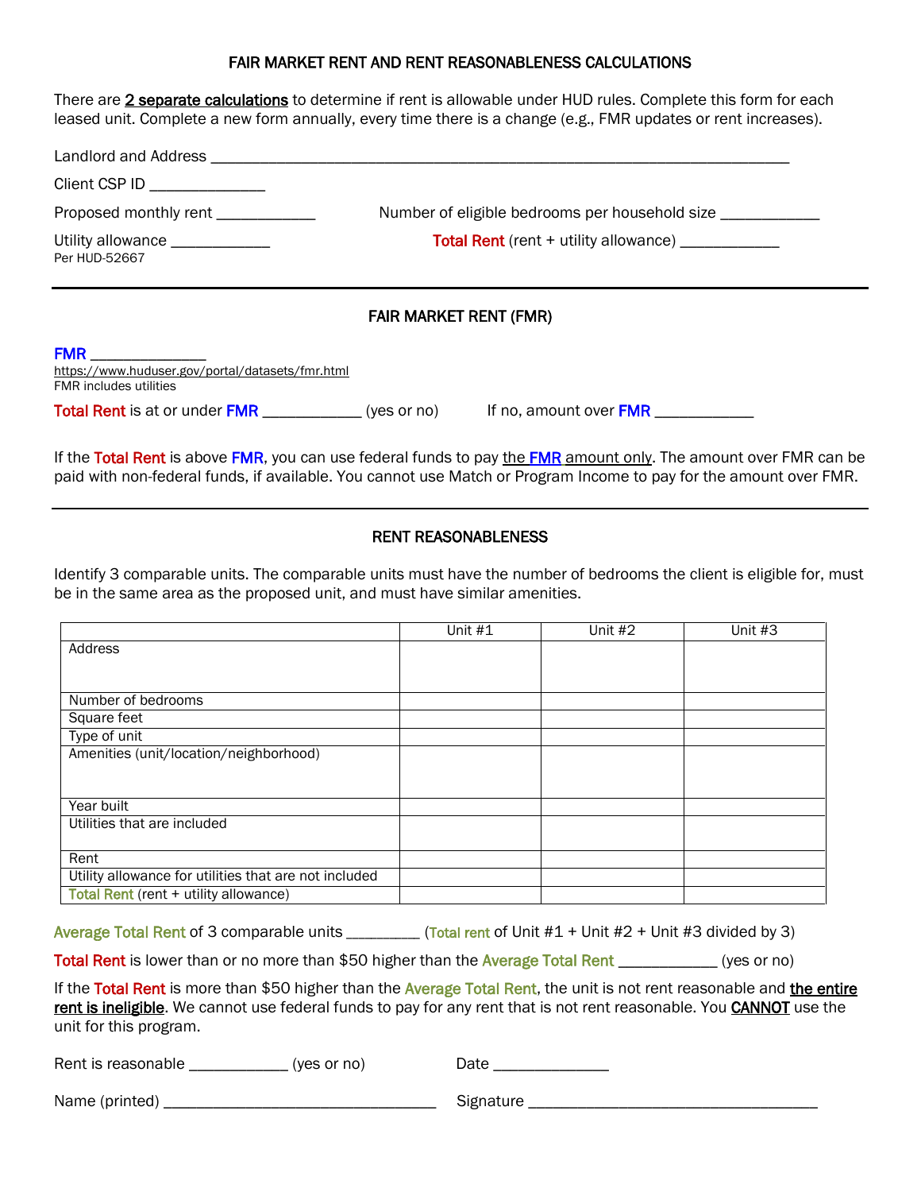# FAIR MARKET RENT AND RENT REASONABLENESS CALCULATIONS

There are 2 separate calculations to determine if rent is allowable under HUD rules. Complete this form for each leased unit. Complete a new form annually, every time there is a change (e.g., FMR updates or rent increases).

Landlord and Address ____________________________________________________________

Client CSP ID ____________

Proposed monthly rent __________

Number of eligible bedrooms per household size __________

Utility allowance __________
Per HUD-52667

Total Rent (rent + utility allowance) __________

## FAIR MARKET RENT (FMR)

FMR ____________
https://www.huduser.gov/portal/datasets/fmr.html
FMR includes utilities

Total Rent is at or under FMR __________ (yes or no)

If no, amount over FMR __________

If the Total Rent is above FMR, you can use federal funds to pay the FMR amount only. The amount over FMR can be paid with non-federal funds, if available. You cannot use Match or Program Income to pay for the amount over FMR.

## RENT REASONABLENESS

Identify 3 comparable units. The comparable units must have the number of bedrooms the client is eligible for, must be in the same area as the proposed unit, and must have similar amenities.

| | Unit #1 | Unit #2 | Unit #3 |
|---|---|---|---|
| Address | | | |
| Number of bedrooms | | | |
| Square feet | | | |
| Type of unit | | | |
| Amenities (unit/location/neighborhood) | | | |
| Year built | | | |
| Utilities that are included | | | |
| Rent | | | |
| Utility allowance for utilities that are not included | | | |
| Total Rent (rent + utility allowance) | | | |

Average Total Rent of 3 comparable units ________ (Total rent of Unit #1 + Unit #2 + Unit #3 divided by 3)

Total Rent is lower than or no more than $50 higher than the Average Total Rent __________ (yes or no)

If the Total Rent is more than $50 higher than the Average Total Rent, the unit is not rent reasonable and the entire rent is ineligible. We cannot use federal funds to pay for any rent that is not rent reasonable. You CANNOT use the unit for this program.

Rent is reasonable __________ (yes or no)

Date ____________

Name (printed) ______________________________

Signature ________________________________